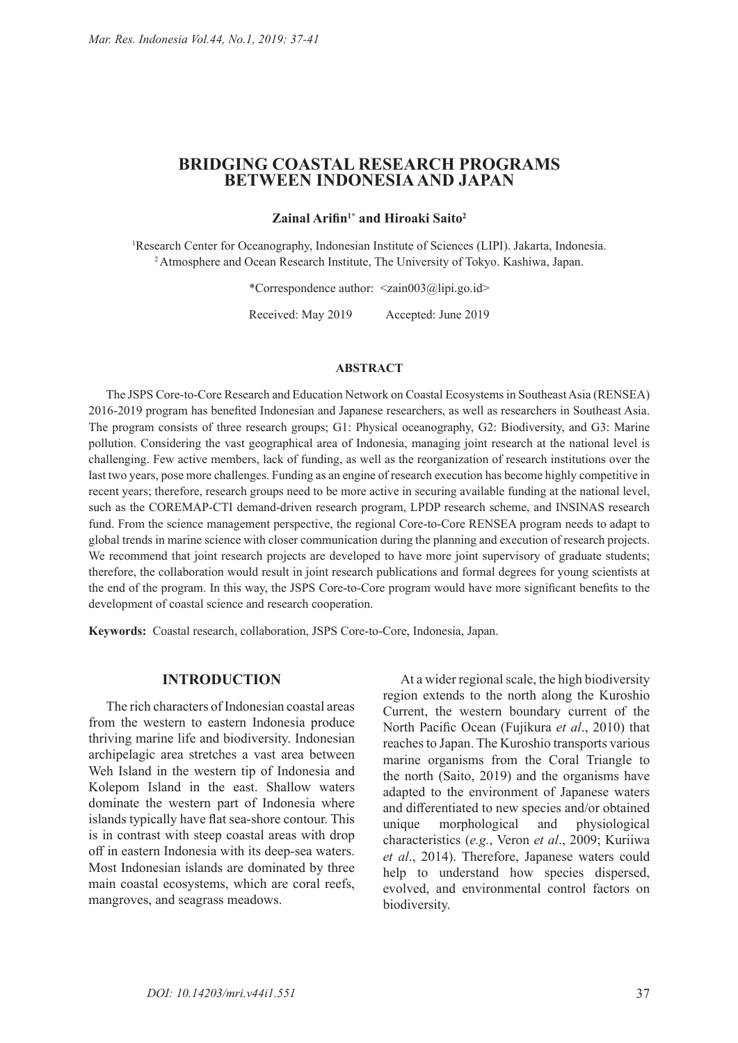# BRIDGING COASTAL RESEARCH PROGRAMS BETWEEN INDONESIA AND JAPAN

**Zainal Arifin[1*] and Hiroaki Saito[2]**

[1]Research Center for Oceanography, Indonesian Institute of Sciences (LIPI). Jakarta, Indonesia.
[2]Atmosphere and Ocean Research Institute, The University of Tokyo. Kashiwa, Japan.

*Correspondence author: <zain003@lipi.go.id>

Received: May 2019 Accepted: June 2019

## ABSTRACT

The JSPS Core-to-Core Research and Education Network on Coastal Ecosystems in Southeast Asia (RENSEA) 2016-2019 program has benefited Indonesian and Japanese researchers, as well as researchers in Southeast Asia. The program consists of three research groups; G1: Physical oceanography, G2: Biodiversity, and G3: Marine pollution. Considering the vast geographical area of Indonesia, managing joint research at the national level is challenging. Few active members, lack of funding, as well as the reorganization of research institutions over the last two years, pose more challenges. Funding as an engine of research execution has become highly competitive in recent years; therefore, research groups need to be more active in securing available funding at the national level, such as the COREMAP-CTI demand-driven research program, LPDP research scheme, and INSINAS research fund. From the science management perspective, the regional Core-to-Core RENSEA program needs to adapt to global trends in marine science with closer communication during the planning and execution of research projects. We recommend that joint research projects are developed to have more joint supervisory of graduate students; therefore, the collaboration would result in joint research publications and formal degrees for young scientists at the end of the program. In this way, the JSPS Core-to-Core program would have more significant benefits to the development of coastal science and research cooperation.

**Keywords:** Coastal research, collaboration, JSPS Core-to-Core, Indonesia, Japan.

## INTRODUCTION

The rich characters of Indonesian coastal areas from the western to eastern Indonesia produce thriving marine life and biodiversity. Indonesian archipelagic area stretches a vast area between Weh Island in the western tip of Indonesia and Kolepom Island in the east. Shallow waters dominate the western part of Indonesia where islands typically have flat sea-shore contour. This is in contrast with steep coastal areas with drop off in eastern Indonesia with its deep-sea waters. Most Indonesian islands are dominated by three main coastal ecosystems, which are coral reefs, mangroves, and seagrass meadows.

At a wider regional scale, the high biodiversity region extends to the north along the Kuroshio Current, the western boundary current of the North Pacific Ocean (Fujikura *et al*., 2010) that reaches to Japan. The Kuroshio transports various marine organisms from the Coral Triangle to the north (Saito, 2019) and the organisms have adapted to the environment of Japanese waters and differentiated to new species and/or obtained unique morphological and physiological characteristics (*e.g.*, Veron *et al*., 2009; Kuriiwa *et al*., 2014). Therefore, Japanese waters could help to understand how species dispersed, evolved, and environmental control factors on biodiversity.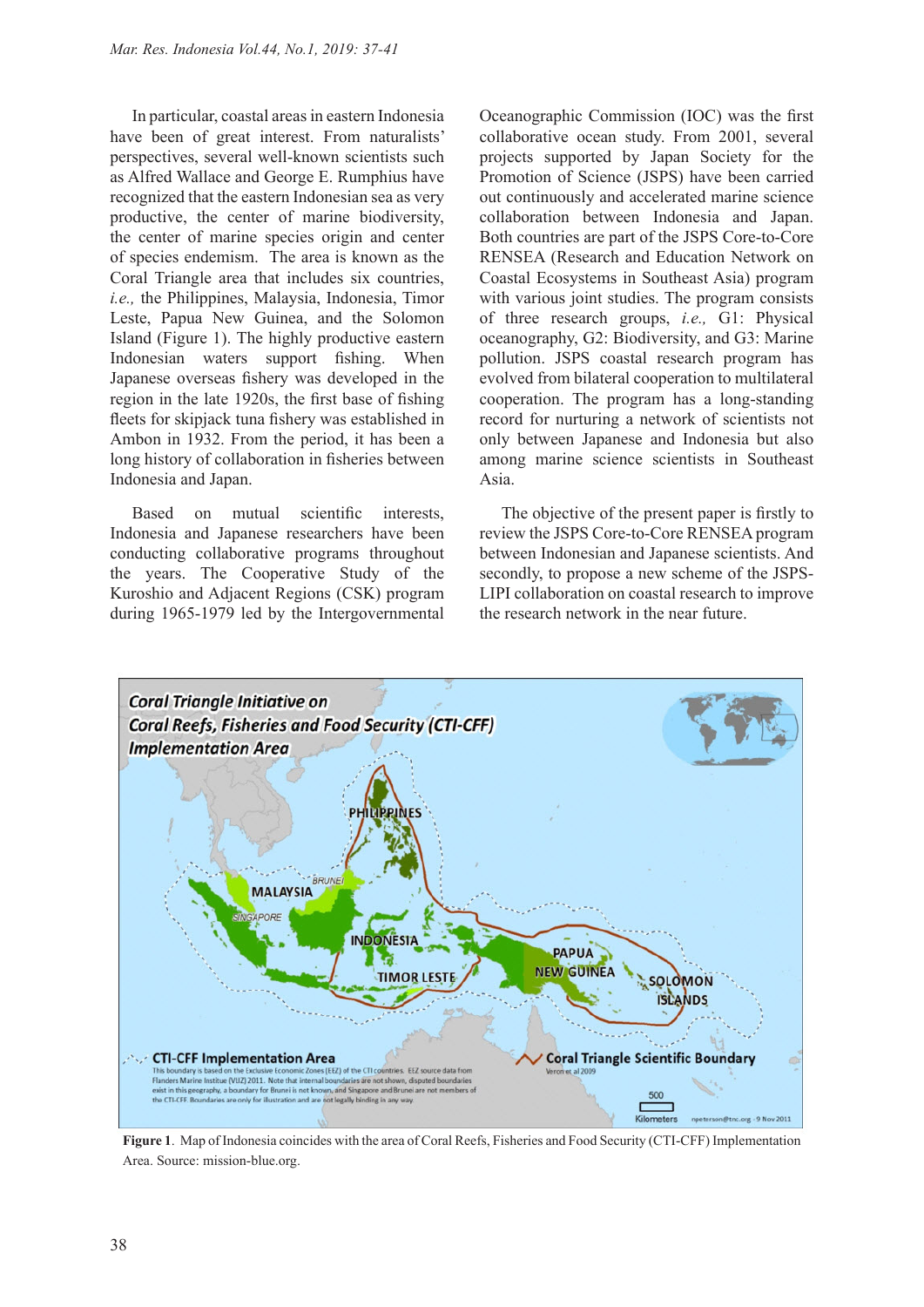In particular, coastal areas in eastern Indonesia have been of great interest. From naturalists' perspectives, several well-known scientists such as Alfred Wallace and George E. Rumphius have recognized that the eastern Indonesian sea as very productive, the center of marine biodiversity, the center of marine species origin and center of species endemism. The area is known as the Coral Triangle area that includes six countries, *i.e.,* the Philippines, Malaysia, Indonesia, Timor Leste, Papua New Guinea, and the Solomon Island (Figure 1). The highly productive eastern Indonesian waters support fishing. When Japanese overseas fishery was developed in the region in the late 1920s, the first base of fishing fleets for skipjack tuna fishery was established in Ambon in 1932. From the period, it has been a long history of collaboration in fisheries between Indonesia and Japan.

Based on mutual scientific interests, Indonesia and Japanese researchers have been conducting collaborative programs throughout the years. The Cooperative Study of the Kuroshio and Adjacent Regions (CSK) program during 1965-1979 led by the Intergovernmental Oceanographic Commission (IOC) was the first collaborative ocean study. From 2001, several projects supported by Japan Society for the Promotion of Science (JSPS) have been carried out continuously and accelerated marine science collaboration between Indonesia and Japan. Both countries are part of the JSPS Core-to-Core RENSEA (Research and Education Network on Coastal Ecosystems in Southeast Asia) program with various joint studies. The program consists of three research groups, *i.e.,* G1: Physical oceanography, G2: Biodiversity, and G3: Marine pollution. JSPS coastal research program has evolved from bilateral cooperation to multilateral cooperation. The program has a long-standing record for nurturing a network of scientists not only between Japanese and Indonesia but also among marine science scientists in Southeast Asia.

The objective of the present paper is firstly to review the JSPS Core-to-Core RENSEA program between Indonesian and Japanese scientists. And secondly, to propose a new scheme of the JSPS-LIPI collaboration on coastal research to improve the research network in the near future.

Coral Triangle Initiative on
Coral Reefs, Fisheries and Food Security (CTI-CFF)
Implementation Area

PHILIPPINES
BRUNEI
MALAYSIA
SINGAPORE
INDONESIA
TIMOR LESTE
PAPUA
NEW GUINEA
SOLOMON
ISLANDS

CTI-CFF Implementation Area
This boundary is based on the Exclusive Economic Zones (EEZ) of the CTI countries. EEZ source data from Flanders Marine Institue (VLIZ) 2011. Note that internal boundaries are not shown, disputed boundaries exist in this geography, a boundary for Brunei is not known, and Singapore and Brunei are not members of the CTI-CFF. Boundaries are only for illustration and are not legally binding in any way.

Coral Triangle Scientific Boundary
Veron et al 2009

500
Kilometers
npeterson@tnc.org - 9 Nov 2011

**Figure 1**. Map of Indonesia coincides with the area of Coral Reefs, Fisheries and Food Security (CTI-CFF) Implementation Area. Source: mission-blue.org.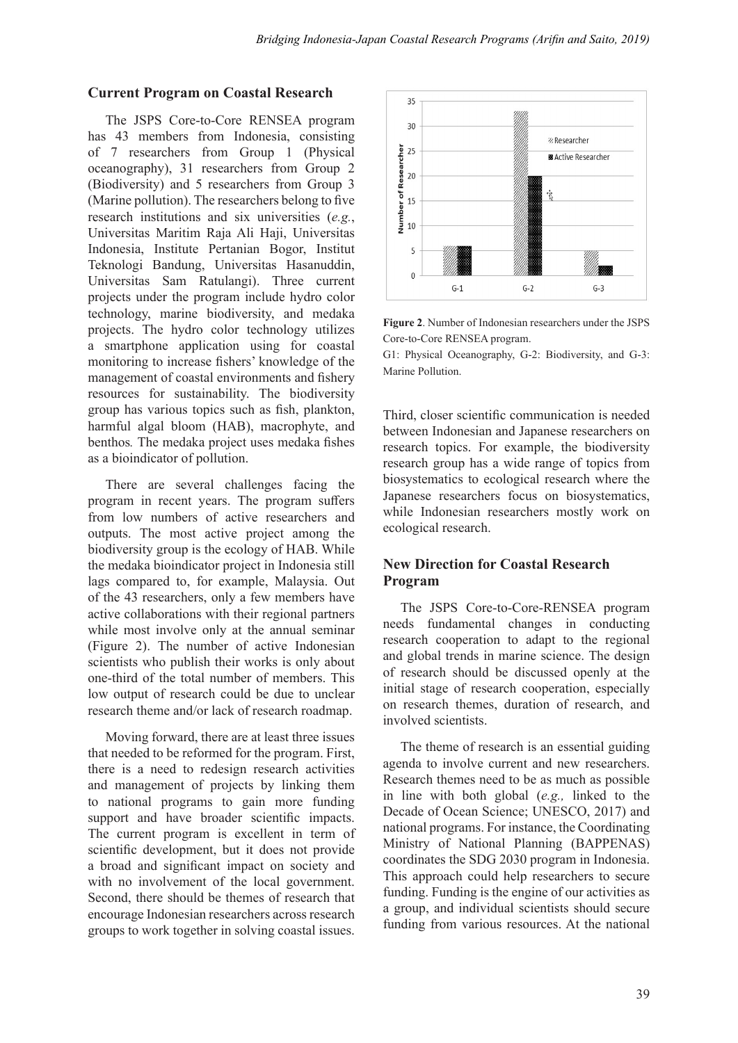## Current Program on Coastal Research

The JSPS Core-to-Core RENSEA program has 43 members from Indonesia, consisting of 7 researchers from Group 1 (Physical oceanography), 31 researchers from Group 2 (Biodiversity) and 5 researchers from Group 3 (Marine pollution). The researchers belong to five research institutions and six universities (*e.g.*, Universitas Maritim Raja Ali Haji, Universitas Indonesia, Institute Pertanian Bogor, Institut Teknologi Bandung, Universitas Hasanuddin, Universitas Sam Ratulangi). Three current projects under the program include hydro color technology, marine biodiversity, and medaka projects. The hydro color technology utilizes a smartphone application using for coastal monitoring to increase fishers' knowledge of the management of coastal environments and fishery resources for sustainability. The biodiversity group has various topics such as fish, plankton, harmful algal bloom (HAB), macrophyte, and benthos*.* The medaka project uses medaka fishes as a bioindicator of pollution.

There are several challenges facing the program in recent years. The program suffers from low numbers of active researchers and outputs. The most active project among the biodiversity group is the ecology of HAB. While the medaka bioindicator project in Indonesia still lags compared to, for example, Malaysia. Out of the 43 researchers, only a few members have active collaborations with their regional partners while most involve only at the annual seminar (Figure 2). The number of active Indonesian scientists who publish their works is only about one-third of the total number of members. This low output of research could be due to unclear research theme and/or lack of research roadmap.

Moving forward, there are at least three issues that needed to be reformed for the program. First, there is a need to redesign research activities and management of projects by linking them to national programs to gain more funding support and have broader scientific impacts. The current program is excellent in term of scientific development, but it does not provide a broad and significant impact on society and with no involvement of the local government. Second, there should be themes of research that encourage Indonesian researchers across research groups to work together in solving coastal issues.

Number of Researcher
35
30
25
20
15
10
5
0
G-1
G-2
G-3
Researcher
Active Researcher

**Figure 2**. Number of Indonesian researchers under the JSPS Core-to-Core RENSEA program.
G1: Physical Oceanography, G-2: Biodiversity, and G-3: Marine Pollution.

Third, closer scientific communication is needed between Indonesian and Japanese researchers on research topics. For example, the biodiversity research group has a wide range of topics from biosystematics to ecological research where the Japanese researchers focus on biosystematics, while Indonesian researchers mostly work on ecological research.

## New Direction for Coastal Research Program

The JSPS Core-to-Core-RENSEA program needs fundamental changes in conducting research cooperation to adapt to the regional and global trends in marine science. The design of research should be discussed openly at the initial stage of research cooperation, especially on research themes, duration of research, and involved scientists.

The theme of research is an essential guiding agenda to involve current and new researchers. Research themes need to be as much as possible in line with both global (*e.g.,* linked to the Decade of Ocean Science; UNESCO, 2017) and national programs. For instance, the Coordinating Ministry of National Planning (BAPPENAS) coordinates the SDG 2030 program in Indonesia. This approach could help researchers to secure funding. Funding is the engine of our activities as a group, and individual scientists should secure funding from various resources. At the national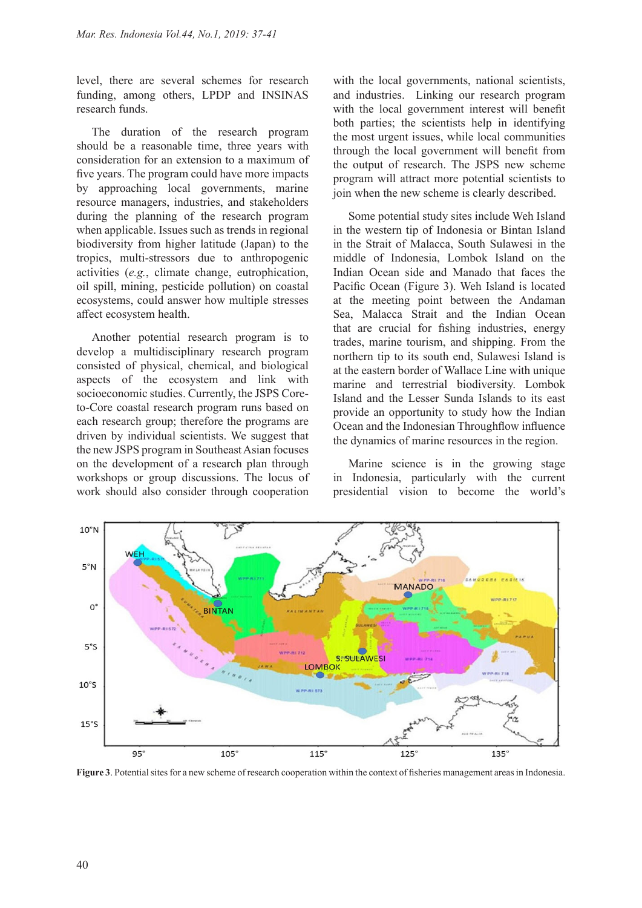level, there are several schemes for research funding, among others, LPDP and INSINAS research funds.

The duration of the research program should be a reasonable time, three years with consideration for an extension to a maximum of five years. The program could have more impacts by approaching local governments, marine resource managers, industries, and stakeholders during the planning of the research program when applicable. Issues such as trends in regional biodiversity from higher latitude (Japan) to the tropics, multi-stressors due to anthropogenic activities (*e.g.*, climate change, eutrophication, oil spill, mining, pesticide pollution) on coastal ecosystems, could answer how multiple stresses affect ecosystem health.

Another potential research program is to develop a multidisciplinary research program consisted of physical, chemical, and biological aspects of the ecosystem and link with socioeconomic studies. Currently, the JSPS Core-to-Core coastal research program runs based on each research group; therefore the programs are driven by individual scientists. We suggest that the new JSPS program in Southeast Asian focuses on the development of a research plan through workshops or group discussions. The locus of work should also consider through cooperation with the local governments, national scientists, and industries. Linking our research program with the local government interest will benefit both parties; the scientists help in identifying the most urgent issues, while local communities through the local government will benefit from the output of research. The JSPS new scheme program will attract more potential scientists to join when the new scheme is clearly described.

Some potential study sites include Weh Island in the western tip of Indonesia or Bintan Island in the Strait of Malacca, South Sulawesi in the middle of Indonesia, Lombok Island on the Indian Ocean side and Manado that faces the Pacific Ocean (Figure 3). Weh Island is located at the meeting point between the Andaman Sea, Malacca Strait and the Indian Ocean that are crucial for fishing industries, energy trades, marine tourism, and shipping. From the northern tip to its south end, Sulawesi Island is at the eastern border of Wallace Line with unique marine and terrestrial biodiversity. Lombok Island and the Lesser Sunda Islands to its east provide an opportunity to study how the Indian Ocean and the Indonesian Throughflow influence the dynamics of marine resources in the region.

Marine science is in the growing stage in Indonesia, particularly with the current presidential vision to become the world's

10°N
5°N
0°
5°S
10°S
15°S
95°
105°
115°
125°
135°
WEH
BINTAN
MANADO
S. SULAWESI
LOMBOK

**Figure 3**. Potential sites for a new scheme of research cooperation within the context of fisheries management areas in Indonesia.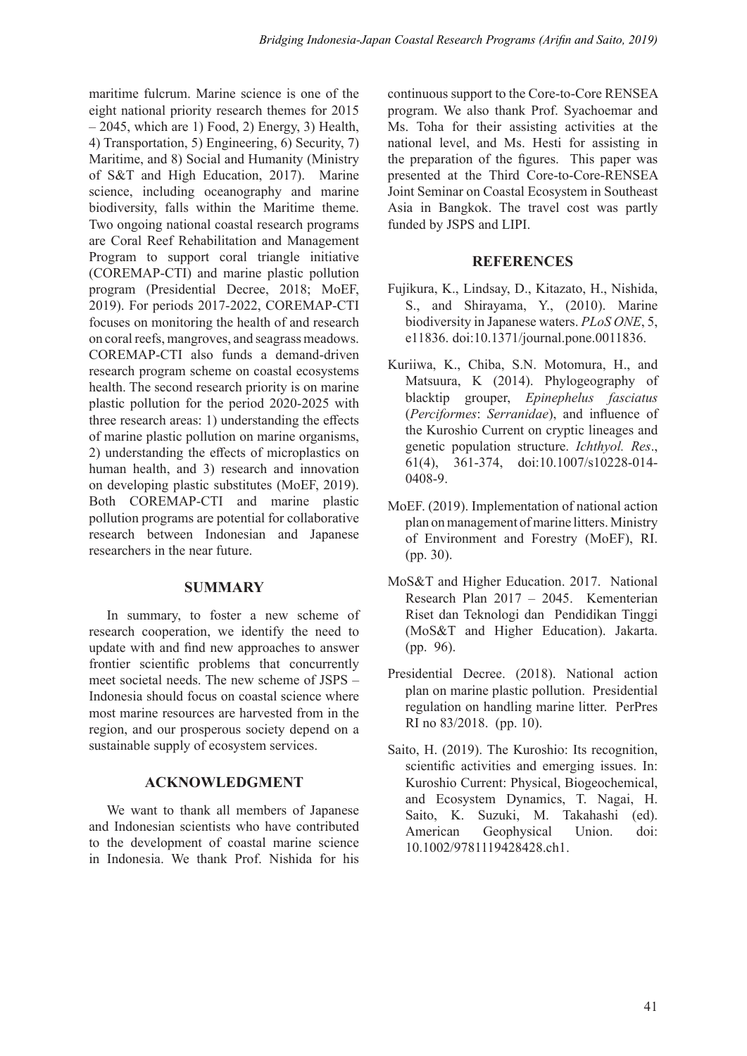maritime fulcrum. Marine science is one of the eight national priority research themes for 2015 – 2045, which are 1) Food, 2) Energy, 3) Health, 4) Transportation, 5) Engineering, 6) Security, 7) Maritime, and 8) Social and Humanity (Ministry of S&T and High Education, 2017). Marine science, including oceanography and marine biodiversity, falls within the Maritime theme. Two ongoing national coastal research programs are Coral Reef Rehabilitation and Management Program to support coral triangle initiative (COREMAP-CTI) and marine plastic pollution program (Presidential Decree, 2018; MoEF, 2019). For periods 2017-2022, COREMAP-CTI focuses on monitoring the health of and research on coral reefs, mangroves, and seagrass meadows. COREMAP-CTI also funds a demand-driven research program scheme on coastal ecosystems health. The second research priority is on marine plastic pollution for the period 2020-2025 with three research areas: 1) understanding the effects of marine plastic pollution on marine organisms, 2) understanding the effects of microplastics on human health, and 3) research and innovation on developing plastic substitutes (MoEF, 2019). Both COREMAP-CTI and marine plastic pollution programs are potential for collaborative research between Indonesian and Japanese researchers in the near future.

## SUMMARY

In summary, to foster a new scheme of research cooperation, we identify the need to update with and find new approaches to answer frontier scientific problems that concurrently meet societal needs. The new scheme of JSPS – Indonesia should focus on coastal science where most marine resources are harvested from in the region, and our prosperous society depend on a sustainable supply of ecosystem services.

## ACKNOWLEDGMENT

We want to thank all members of Japanese and Indonesian scientists who have contributed to the development of coastal marine science in Indonesia. We thank Prof. Nishida for his continuous support to the Core-to-Core RENSEA program. We also thank Prof. Syachoemar and Ms. Toha for their assisting activities at the national level, and Ms. Hesti for assisting in the preparation of the figures. This paper was presented at the Third Core-to-Core-RENSEA Joint Seminar on Coastal Ecosystem in Southeast Asia in Bangkok. The travel cost was partly funded by JSPS and LIPI.

## REFERENCES

Fujikura, K., Lindsay, D., Kitazato, H., Nishida, S., and Shirayama, Y., (2010). Marine biodiversity in Japanese waters. *PLoS ONE*, 5, e11836. doi:10.1371/journal.pone.0011836.

Kuriiwa, K., Chiba, S.N. Motomura, H., and Matsuura, K (2014). Phylogeography of blacktip grouper, *Epinephelus fasciatus* (*Perciformes*: *Serranidae*), and influence of the Kuroshio Current on cryptic lineages and genetic population structure. *Ichthyol. Res*., 61(4), 361-374, doi:10.1007/s10228-014-0408-9.

MoEF. (2019). Implementation of national action plan on management of marine litters. Ministry of Environment and Forestry (MoEF), RI. (pp. 30).

MoS&T and Higher Education. 2017. National Research Plan 2017 – 2045. Kementerian Riset dan Teknologi dan Pendidikan Tinggi (MoS&T and Higher Education). Jakarta. (pp. 96).

Presidential Decree. (2018). National action plan on marine plastic pollution. Presidential regulation on handling marine litter. PerPres RI no 83/2018. (pp. 10).

Saito, H. (2019). The Kuroshio: Its recognition, scientific activities and emerging issues. In: Kuroshio Current: Physical, Biogeochemical, and Ecosystem Dynamics, T. Nagai, H. Saito, K. Suzuki, M. Takahashi (ed). American Geophysical Union. doi: 10.1002/9781119428428.ch1.